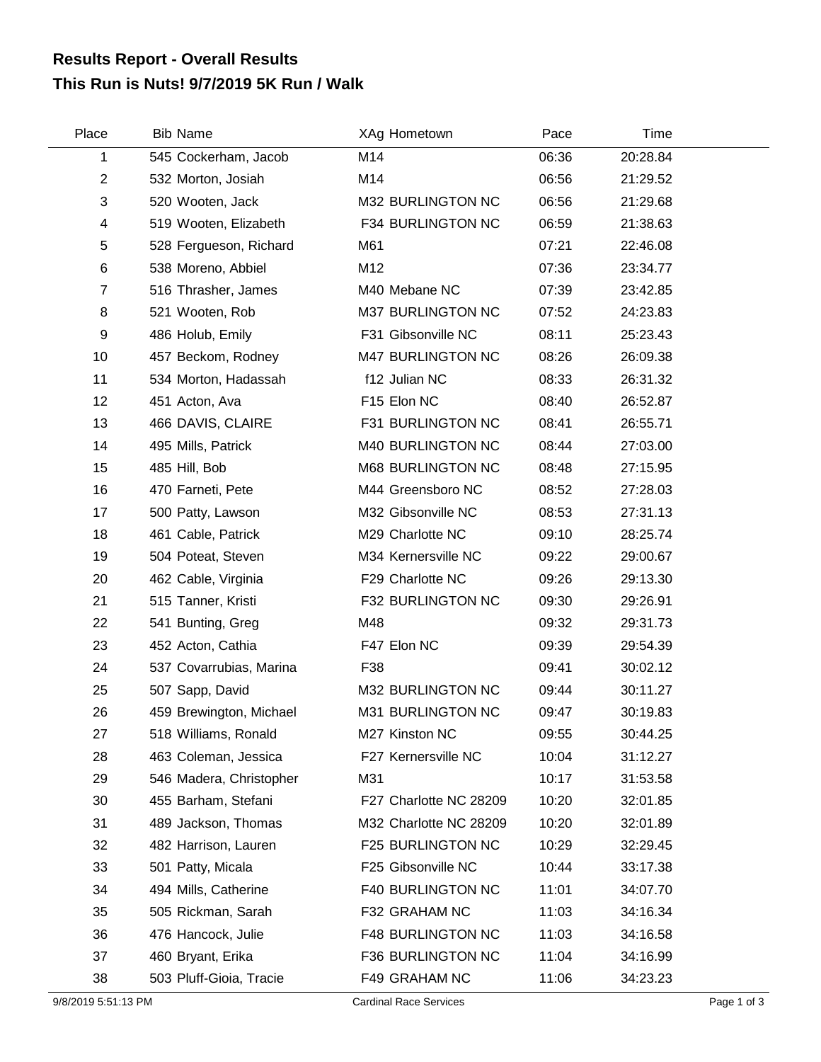## Results Report - Overall Results

## This Run is Nuts! 9/7/2019 5K Run / Walk

| Place | Bib | Name | XAg | Hometown | Pace | Time |
|---|---|---|---|---|---|---|
| 1 | 545 | Cockerham, Jacob | M14 | | 06:36 | 20:28.84 |
| 2 | 532 | Morton, Josiah | M14 | | 06:56 | 21:29.52 |
| 3 | 520 | Wooten, Jack | M32 | BURLINGTON NC | 06:56 | 21:29.68 |
| 4 | 519 | Wooten, Elizabeth | F34 | BURLINGTON NC | 06:59 | 21:38.63 |
| 5 | 528 | Fergueson, Richard | M61 | | 07:21 | 22:46.08 |
| 6 | 538 | Moreno, Abbiel | M12 | | 07:36 | 23:34.77 |
| 7 | 516 | Thrasher, James | M40 | Mebane NC | 07:39 | 23:42.85 |
| 8 | 521 | Wooten, Rob | M37 | BURLINGTON NC | 07:52 | 24:23.83 |
| 9 | 486 | Holub, Emily | F31 | Gibsonville NC | 08:11 | 25:23.43 |
| 10 | 457 | Beckom, Rodney | M47 | BURLINGTON NC | 08:26 | 26:09.38 |
| 11 | 534 | Morton, Hadassah | f12 | Julian NC | 08:33 | 26:31.32 |
| 12 | 451 | Acton, Ava | F15 | Elon NC | 08:40 | 26:52.87 |
| 13 | 466 | DAVIS, CLAIRE | F31 | BURLINGTON NC | 08:41 | 26:55.71 |
| 14 | 495 | Mills, Patrick | M40 | BURLINGTON NC | 08:44 | 27:03.00 |
| 15 | 485 | Hill, Bob | M68 | BURLINGTON NC | 08:48 | 27:15.95 |
| 16 | 470 | Farneti, Pete | M44 | Greensboro NC | 08:52 | 27:28.03 |
| 17 | 500 | Patty, Lawson | M32 | Gibsonville NC | 08:53 | 27:31.13 |
| 18 | 461 | Cable, Patrick | M29 | Charlotte NC | 09:10 | 28:25.74 |
| 19 | 504 | Poteat, Steven | M34 | Kernersville NC | 09:22 | 29:00.67 |
| 20 | 462 | Cable, Virginia | F29 | Charlotte NC | 09:26 | 29:13.30 |
| 21 | 515 | Tanner, Kristi | F32 | BURLINGTON NC | 09:30 | 29:26.91 |
| 22 | 541 | Bunting, Greg | M48 | | 09:32 | 29:31.73 |
| 23 | 452 | Acton, Cathia | F47 | Elon NC | 09:39 | 29:54.39 |
| 24 | 537 | Covarrubias, Marina | F38 | | 09:41 | 30:02.12 |
| 25 | 507 | Sapp, David | M32 | BURLINGTON NC | 09:44 | 30:11.27 |
| 26 | 459 | Brewington, Michael | M31 | BURLINGTON NC | 09:47 | 30:19.83 |
| 27 | 518 | Williams, Ronald | M27 | Kinston NC | 09:55 | 30:44.25 |
| 28 | 463 | Coleman, Jessica | F27 | Kernersville NC | 10:04 | 31:12.27 |
| 29 | 546 | Madera, Christopher | M31 | | 10:17 | 31:53.58 |
| 30 | 455 | Barham, Stefani | F27 | Charlotte NC 28209 | 10:20 | 32:01.85 |
| 31 | 489 | Jackson, Thomas | M32 | Charlotte NC 28209 | 10:20 | 32:01.89 |
| 32 | 482 | Harrison, Lauren | F25 | BURLINGTON NC | 10:29 | 32:29.45 |
| 33 | 501 | Patty, Micala | F25 | Gibsonville NC | 10:44 | 33:17.38 |
| 34 | 494 | Mills, Catherine | F40 | BURLINGTON NC | 11:01 | 34:07.70 |
| 35 | 505 | Rickman, Sarah | F32 | GRAHAM NC | 11:03 | 34:16.34 |
| 36 | 476 | Hancock, Julie | F48 | BURLINGTON NC | 11:03 | 34:16.58 |
| 37 | 460 | Bryant, Erika | F36 | BURLINGTON NC | 11:04 | 34:16.99 |
| 38 | 503 | Pluff-Gioia, Tracie | F49 | GRAHAM NC | 11:06 | 34:23.23 |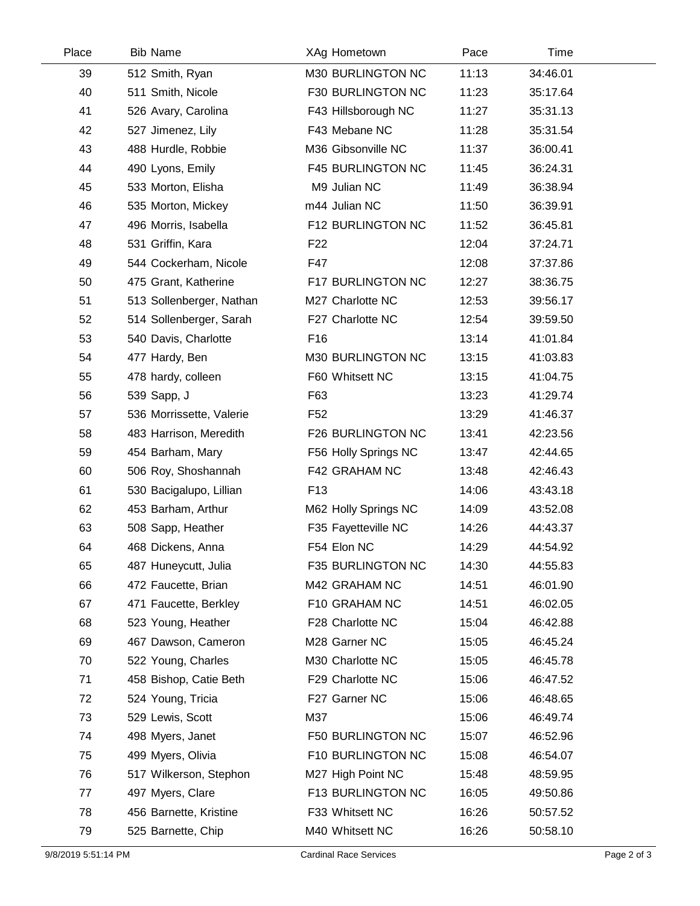| Place | Bib | Name | XAg | Hometown | Pace | Time |
|---|---|---|---|---|---|---|
| 39 | 512 | Smith, Ryan | M30 | BURLINGTON NC | 11:13 | 34:46.01 |
| 40 | 511 | Smith, Nicole | F30 | BURLINGTON NC | 11:23 | 35:17.64 |
| 41 | 526 | Avary, Carolina | F43 | Hillsborough NC | 11:27 | 35:31.13 |
| 42 | 527 | Jimenez, Lily | F43 | Mebane NC | 11:28 | 35:31.54 |
| 43 | 488 | Hurdle, Robbie | M36 | Gibsonville NC | 11:37 | 36:00.41 |
| 44 | 490 | Lyons, Emily | F45 | BURLINGTON NC | 11:45 | 36:24.31 |
| 45 | 533 | Morton, Elisha | M9 | Julian NC | 11:49 | 36:38.94 |
| 46 | 535 | Morton, Mickey | m44 | Julian NC | 11:50 | 36:39.91 |
| 47 | 496 | Morris, Isabella | F12 | BURLINGTON NC | 11:52 | 36:45.81 |
| 48 | 531 | Griffin, Kara | F22 | | 12:04 | 37:24.71 |
| 49 | 544 | Cockerham, Nicole | F47 | | 12:08 | 37:37.86 |
| 50 | 475 | Grant, Katherine | F17 | BURLINGTON NC | 12:27 | 38:36.75 |
| 51 | 513 | Sollenberger, Nathan | M27 | Charlotte NC | 12:53 | 39:56.17 |
| 52 | 514 | Sollenberger, Sarah | F27 | Charlotte NC | 12:54 | 39:59.50 |
| 53 | 540 | Davis, Charlotte | F16 | | 13:14 | 41:01.84 |
| 54 | 477 | Hardy, Ben | M30 | BURLINGTON NC | 13:15 | 41:03.83 |
| 55 | 478 | hardy, colleen | F60 | Whitsett NC | 13:15 | 41:04.75 |
| 56 | 539 | Sapp, J | F63 | | 13:23 | 41:29.74 |
| 57 | 536 | Morrissette, Valerie | F52 | | 13:29 | 41:46.37 |
| 58 | 483 | Harrison, Meredith | F26 | BURLINGTON NC | 13:41 | 42:23.56 |
| 59 | 454 | Barham, Mary | F56 | Holly Springs NC | 13:47 | 42:44.65 |
| 60 | 506 | Roy, Shoshannah | F42 | GRAHAM NC | 13:48 | 42:46.43 |
| 61 | 530 | Bacigalupo, Lillian | F13 | | 14:06 | 43:43.18 |
| 62 | 453 | Barham, Arthur | M62 | Holly Springs NC | 14:09 | 43:52.08 |
| 63 | 508 | Sapp, Heather | F35 | Fayetteville NC | 14:26 | 44:43.37 |
| 64 | 468 | Dickens, Anna | F54 | Elon NC | 14:29 | 44:54.92 |
| 65 | 487 | Huneycutt, Julia | F35 | BURLINGTON NC | 14:30 | 44:55.83 |
| 66 | 472 | Faucette, Brian | M42 | GRAHAM NC | 14:51 | 46:01.90 |
| 67 | 471 | Faucette, Berkley | F10 | GRAHAM NC | 14:51 | 46:02.05 |
| 68 | 523 | Young, Heather | F28 | Charlotte NC | 15:04 | 46:42.88 |
| 69 | 467 | Dawson, Cameron | M28 | Garner NC | 15:05 | 46:45.24 |
| 70 | 522 | Young, Charles | M30 | Charlotte NC | 15:05 | 46:45.78 |
| 71 | 458 | Bishop, Catie Beth | F29 | Charlotte NC | 15:06 | 46:47.52 |
| 72 | 524 | Young, Tricia | F27 | Garner NC | 15:06 | 46:48.65 |
| 73 | 529 | Lewis, Scott | M37 | | 15:06 | 46:49.74 |
| 74 | 498 | Myers, Janet | F50 | BURLINGTON NC | 15:07 | 46:52.96 |
| 75 | 499 | Myers, Olivia | F10 | BURLINGTON NC | 15:08 | 46:54.07 |
| 76 | 517 | Wilkerson, Stephon | M27 | High Point NC | 15:48 | 48:59.95 |
| 77 | 497 | Myers, Clare | F13 | BURLINGTON NC | 16:05 | 49:50.86 |
| 78 | 456 | Barnette, Kristine | F33 | Whitsett NC | 16:26 | 50:57.52 |
| 79 | 525 | Barnette, Chip | M40 | Whitsett NC | 16:26 | 50:58.10 |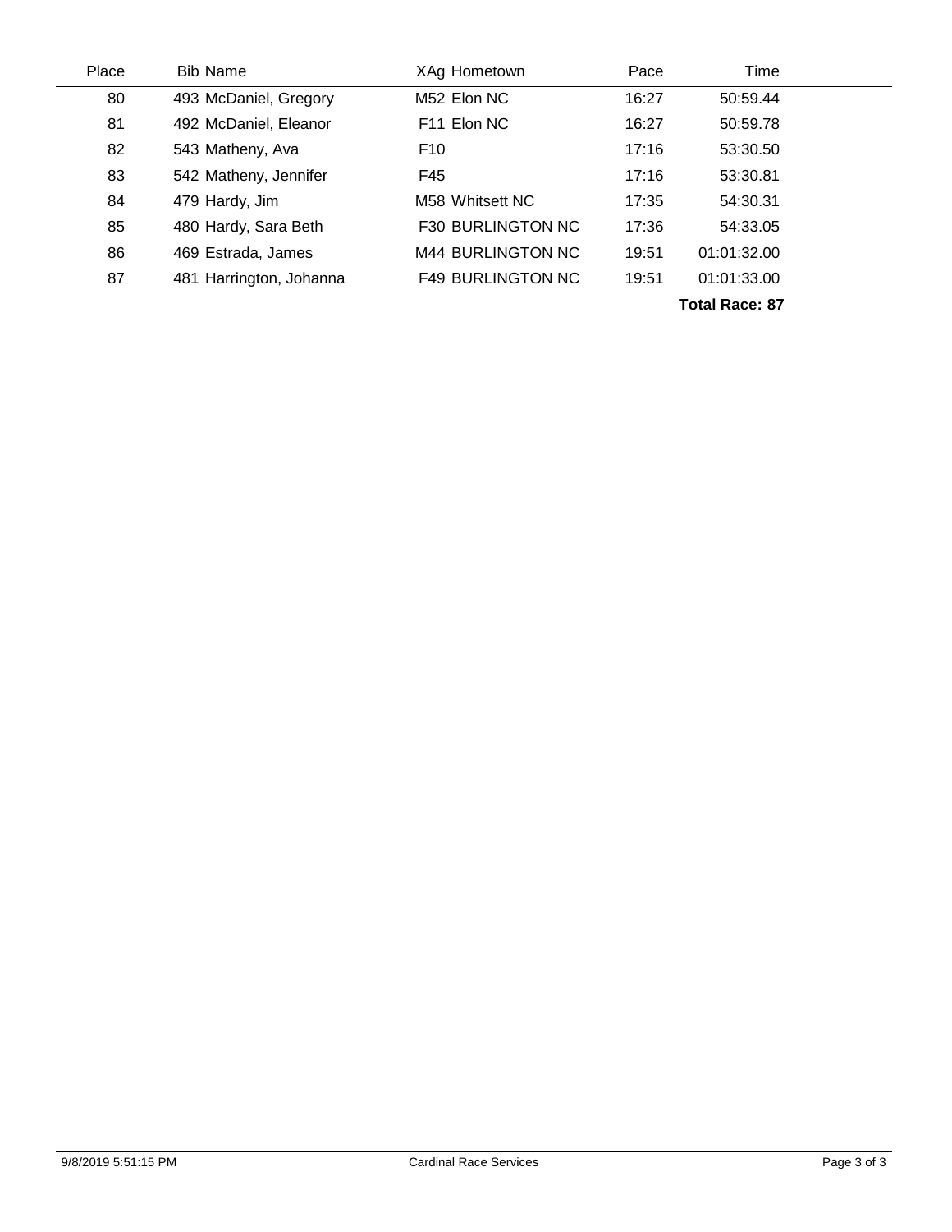| Place | Bib | Name | XAg | Hometown | Pace | Time |
|---|---|---|---|---|---|---|
| 80 | 493 | McDaniel, Gregory | M52 | Elon NC | 16:27 | 50:59.44 |
| 81 | 492 | McDaniel, Eleanor | F11 | Elon NC | 16:27 | 50:59.78 |
| 82 | 543 | Matheny, Ava | F10 | | 17:16 | 53:30.50 |
| 83 | 542 | Matheny, Jennifer | F45 | | 17:16 | 53:30.81 |
| 84 | 479 | Hardy, Jim | M58 | Whitsett NC | 17:35 | 54:30.31 |
| 85 | 480 | Hardy, Sara Beth | F30 | BURLINGTON NC | 17:36 | 54:33.05 |
| 86 | 469 | Estrada, James | M44 | BURLINGTON NC | 19:51 | 01:01:32.00 |
| 87 | 481 | Harrington, Johanna | F49 | BURLINGTON NC | 19:51 | 01:01:33.00 |

**Total Race: 87**

9/8/2019 5:51:15 PM

Cardinal Race Services